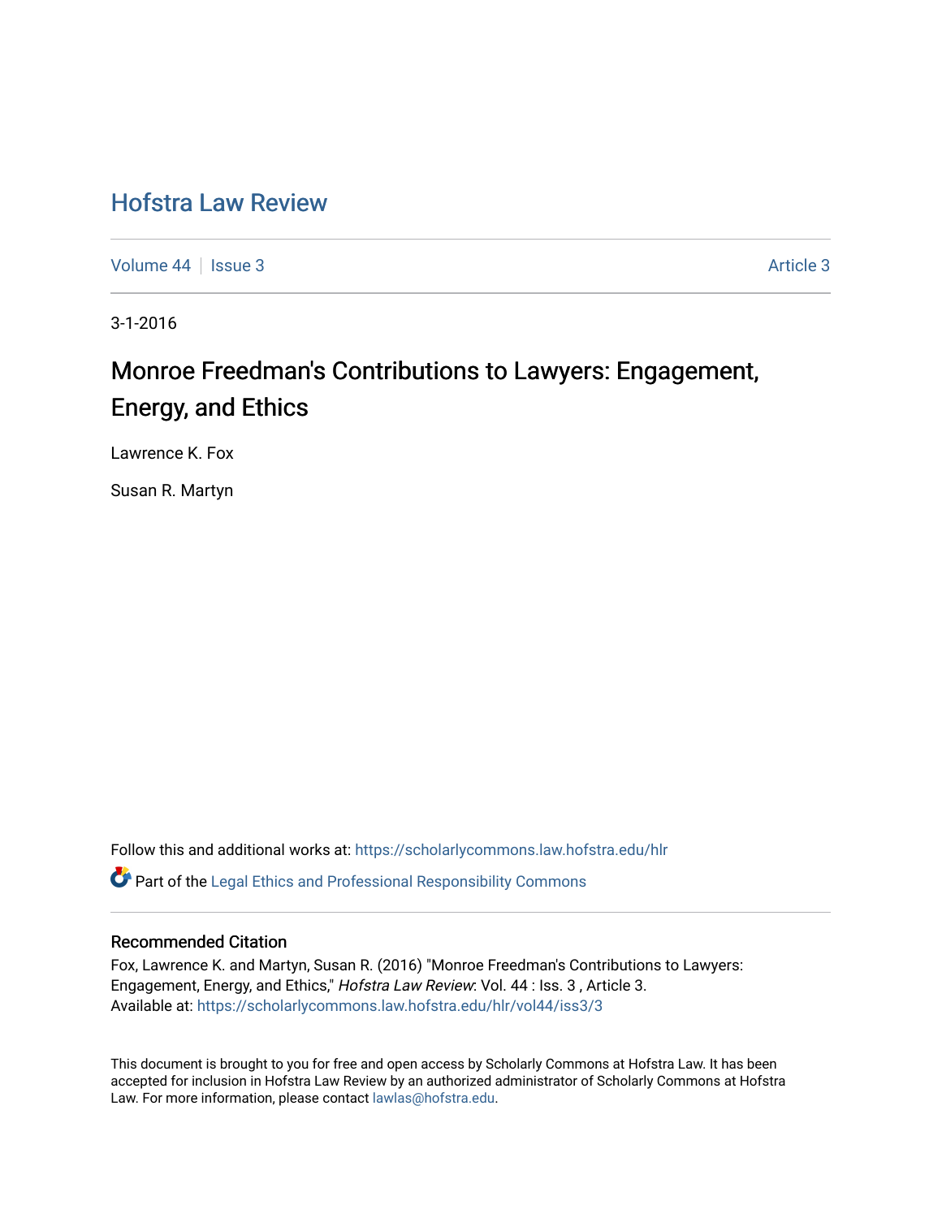# Hofstra Law Review

Volume 44 | Issue 3 Article 3

3-1-2016

## Monroe Freedman's Contributions to Lawyers: Engagement, Energy, and Ethics

Lawrence K. Fox

Susan R. Martyn

Follow this and additional works at: https://scholarlycommons.law.hofstra.edu/hlr

Part of the Legal Ethics and Professional Responsibility Commons

### Recommended Citation

Fox, Lawrence K. and Martyn, Susan R. (2016) "Monroe Freedman's Contributions to Lawyers: Engagement, Energy, and Ethics," *Hofstra Law Review*: Vol. 44 : Iss. 3 , Article 3.
Available at: https://scholarlycommons.law.hofstra.edu/hlr/vol44/iss3/3

This document is brought to you for free and open access by Scholarly Commons at Hofstra Law. It has been accepted for inclusion in Hofstra Law Review by an authorized administrator of Scholarly Commons at Hofstra Law. For more information, please contact lawlas@hofstra.edu.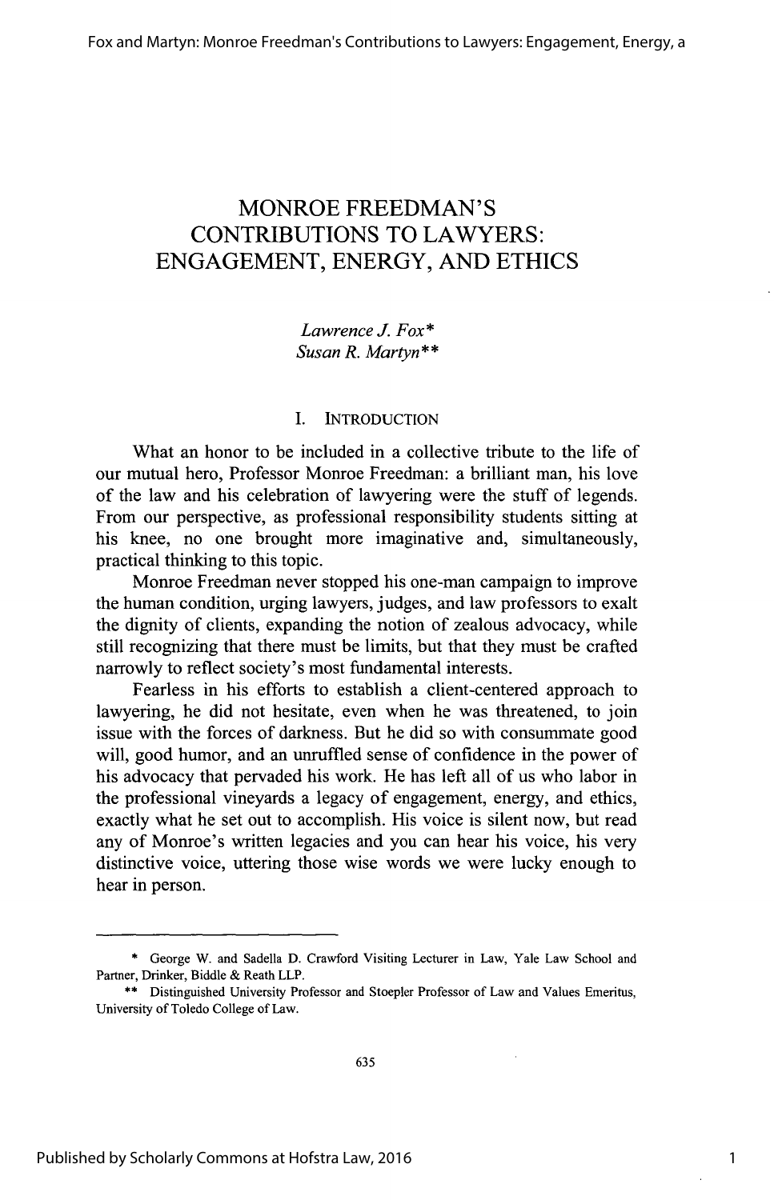# MONROE FREEDMAN'S CONTRIBUTIONS TO LAWYERS: ENGAGEMENT, ENERGY, AND ETHICS

*Lawrence J. Fox**
*Susan R. Martyn***

## I. INTRODUCTION

What an honor to be included in a collective tribute to the life of our mutual hero, Professor Monroe Freedman: a brilliant man, his love of the law and his celebration of lawyering were the stuff of legends. From our perspective, as professional responsibility students sitting at his knee, no one brought more imaginative and, simultaneously, practical thinking to this topic.

Monroe Freedman never stopped his one-man campaign to improve the human condition, urging lawyers, judges, and law professors to exalt the dignity of clients, expanding the notion of zealous advocacy, while still recognizing that there must be limits, but that they must be crafted narrowly to reflect society's most fundamental interests.

Fearless in his efforts to establish a client-centered approach to lawyering, he did not hesitate, even when he was threatened, to join issue with the forces of darkness. But he did so with consummate good will, good humor, and an unruffled sense of confidence in the power of his advocacy that pervaded his work. He has left all of us who labor in the professional vineyards a legacy of engagement, energy, and ethics, exactly what he set out to accomplish. His voice is silent now, but read any of Monroe's written legacies and you can hear his voice, his very distinctive voice, uttering those wise words we were lucky enough to hear in person.

---

\* George W. and Sadella D. Crawford Visiting Lecturer in Law, Yale Law School and Partner, Drinker, Biddle & Reath LLP.

\*\* Distinguished University Professor and Stoepler Professor of Law and Values Emeritus, University of Toledo College of Law.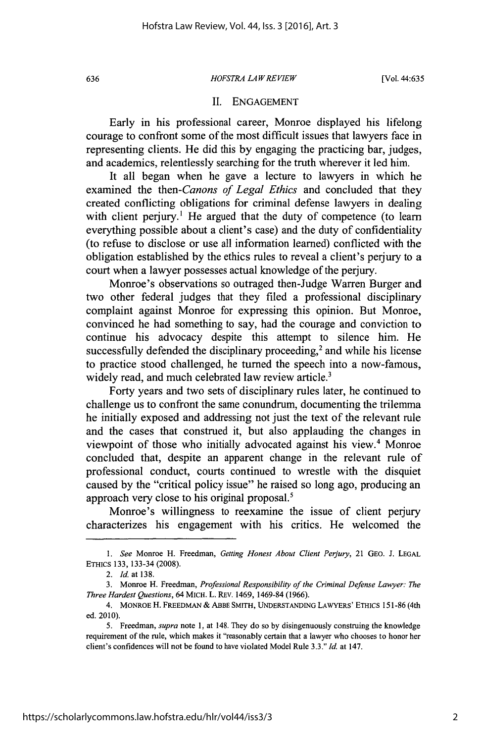## II. ENGAGEMENT

Early in his professional career, Monroe displayed his lifelong courage to confront some of the most difficult issues that lawyers face in representing clients. He did this by engaging the practicing bar, judges, and academics, relentlessly searching for the truth wherever it led him.

It all began when he gave a lecture to lawyers in which he examined the then-*Canons of Legal Ethics* and concluded that they created conflicting obligations for criminal defense lawyers in dealing with client perjury.[1] He argued that the duty of competence (to learn everything possible about a client's case) and the duty of confidentiality (to refuse to disclose or use all information learned) conflicted with the obligation established by the ethics rules to reveal a client's perjury to a court when a lawyer possesses actual knowledge of the perjury.

Monroe's observations so outraged then-Judge Warren Burger and two other federal judges that they filed a professional disciplinary complaint against Monroe for expressing this opinion. But Monroe, convinced he had something to say, had the courage and conviction to continue his advocacy despite this attempt to silence him. He successfully defended the disciplinary proceeding,[2] and while his license to practice stood challenged, he turned the speech into a now-famous, widely read, and much celebrated law review article.[3]

Forty years and two sets of disciplinary rules later, he continued to challenge us to confront the same conundrum, documenting the trilemma he initially exposed and addressing not just the text of the relevant rule and the cases that construed it, but also applauding the changes in viewpoint of those who initially advocated against his view.[4] Monroe concluded that, despite an apparent change in the relevant rule of professional conduct, courts continued to wrestle with the disquiet caused by the "critical policy issue" he raised so long ago, producing an approach very close to his original proposal.[5]

Monroe's willingness to reexamine the issue of client perjury characterizes his engagement with his critics. He welcomed the

---

1. *See* Monroe H. Freedman, *Getting Honest About Client Perjury*, 21 GEO. J. LEGAL ETHICS 133, 133-34 (2008).

2. *Id.* at 138.

3. Monroe H. Freedman, *Professional Responsibility of the Criminal Defense Lawyer: The Three Hardest Questions*, 64 MICH. L. REV. 1469, 1469-84 (1966).

4. MONROE H. FREEDMAN & ABBE SMITH, UNDERSTANDING LAWYERS' ETHICS 151-86 (4th ed. 2010).

5. Freedman, *supra* note 1, at 148. They do so by disingenuously construing the knowledge requirement of the rule, which makes it "reasonably certain that a lawyer who chooses to honor her client's confidences will not be found to have violated Model Rule 3.3." *Id.* at 147.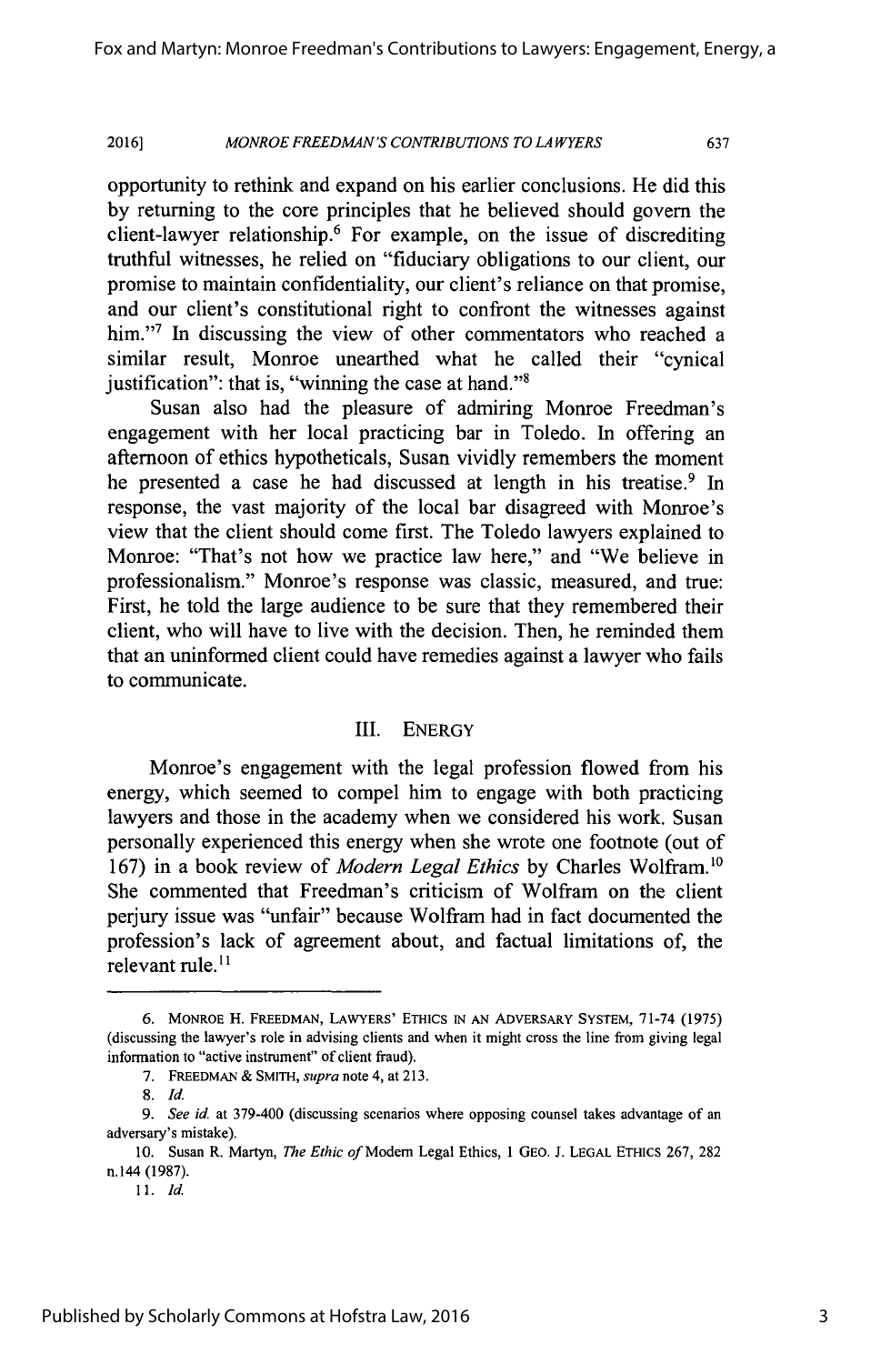opportunity to rethink and expand on his earlier conclusions. He did this by returning to the core principles that he believed should govern the client-lawyer relationship.[6] For example, on the issue of discrediting truthful witnesses, he relied on "fiduciary obligations to our client, our promise to maintain confidentiality, our client's reliance on that promise, and our client's constitutional right to confront the witnesses against him."[7] In discussing the view of other commentators who reached a similar result, Monroe unearthed what he called their "cynical justification": that is, "winning the case at hand."[8]

Susan also had the pleasure of admiring Monroe Freedman's engagement with her local practicing bar in Toledo. In offering an afternoon of ethics hypotheticals, Susan vividly remembers the moment he presented a case he had discussed at length in his treatise.[9] In response, the vast majority of the local bar disagreed with Monroe's view that the client should come first. The Toledo lawyers explained to Monroe: "That's not how we practice law here," and "We believe in professionalism." Monroe's response was classic, measured, and true: First, he told the large audience to be sure that they remembered their client, who will have to live with the decision. Then, he reminded them that an uninformed client could have remedies against a lawyer who fails to communicate.

## III. ENERGY

Monroe's engagement with the legal profession flowed from his energy, which seemed to compel him to engage with both practicing lawyers and those in the academy when we considered his work. Susan personally experienced this energy when she wrote one footnote (out of 167) in a book review of *Modern Legal Ethics* by Charles Wolfram.[10] She commented that Freedman's criticism of Wolfram on the client perjury issue was "unfair" because Wolfram had in fact documented the profession's lack of agreement about, and factual limitations of, the relevant rule.[11]

---

6. MONROE H. FREEDMAN, LAWYERS' ETHICS IN AN ADVERSARY SYSTEM, 71-74 (1975) (discussing the lawyer's role in advising clients and when it might cross the line from giving legal information to "active instrument" of client fraud).

7. FREEDMAN & SMITH, *supra* note 4, at 213.

8. *Id.*

9. *See id.* at 379-400 (discussing scenarios where opposing counsel takes advantage of an adversary's mistake).

10. Susan R. Martyn, *The Ethic of* Modern Legal Ethics, 1 GEO. J. LEGAL ETHICS 267, 282 n.144 (1987).

11. *Id.*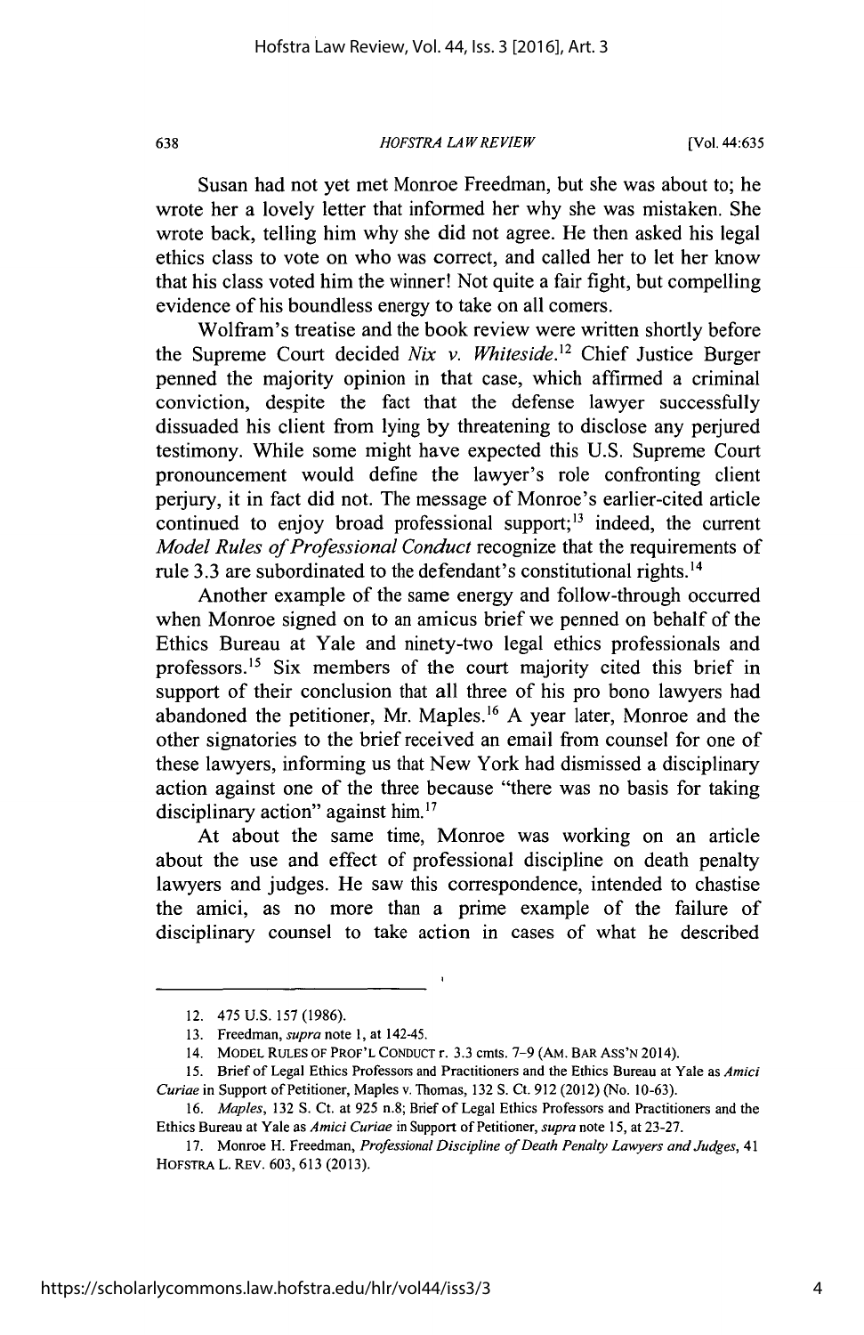Susan had not yet met Monroe Freedman, but she was about to; he wrote her a lovely letter that informed her why she was mistaken. She wrote back, telling him why she did not agree. He then asked his legal ethics class to vote on who was correct, and called her to let her know that his class voted him the winner! Not quite a fair fight, but compelling evidence of his boundless energy to take on all comers.

Wolfram's treatise and the book review were written shortly before the Supreme Court decided *Nix v. Whiteside*.[12] Chief Justice Burger penned the majority opinion in that case, which affirmed a criminal conviction, despite the fact that the defense lawyer successfully dissuaded his client from lying by threatening to disclose any perjured testimony. While some might have expected this U.S. Supreme Court pronouncement would define the lawyer's role confronting client perjury, it in fact did not. The message of Monroe's earlier-cited article continued to enjoy broad professional support;[13] indeed, the current *Model Rules of Professional Conduct* recognize that the requirements of rule 3.3 are subordinated to the defendant's constitutional rights.[14]

Another example of the same energy and follow-through occurred when Monroe signed on to an amicus brief we penned on behalf of the Ethics Bureau at Yale and ninety-two legal ethics professionals and professors.[15] Six members of the court majority cited this brief in support of their conclusion that all three of his pro bono lawyers had abandoned the petitioner, Mr. Maples.[16] A year later, Monroe and the other signatories to the brief received an email from counsel for one of these lawyers, informing us that New York had dismissed a disciplinary action against one of the three because "there was no basis for taking disciplinary action" against him.[17]

At about the same time, Monroe was working on an article about the use and effect of professional discipline on death penalty lawyers and judges. He saw this correspondence, intended to chastise the amici, as no more than a prime example of the failure of disciplinary counsel to take action in cases of what he described

---

12. 475 U.S. 157 (1986).

13. Freedman, *supra* note 1, at 142-45.

14. MODEL RULES OF PROF'L CONDUCT r. 3.3 cmts. 7-9 (AM. BAR ASS'N 2014).

15. Brief of Legal Ethics Professors and Practitioners and the Ethics Bureau at Yale as *Amici Curiae* in Support of Petitioner, Maples v. Thomas, 132 S. Ct. 912 (2012) (No. 10-63).

16. *Maples*, 132 S. Ct. at 925 n.8; Brief of Legal Ethics Professors and Practitioners and the Ethics Bureau at Yale as *Amici Curiae* in Support of Petitioner, *supra* note 15, at 23-27.

17. Monroe H. Freedman, *Professional Discipline of Death Penalty Lawyers and Judges*, 41 HOFSTRA L. REV. 603, 613 (2013).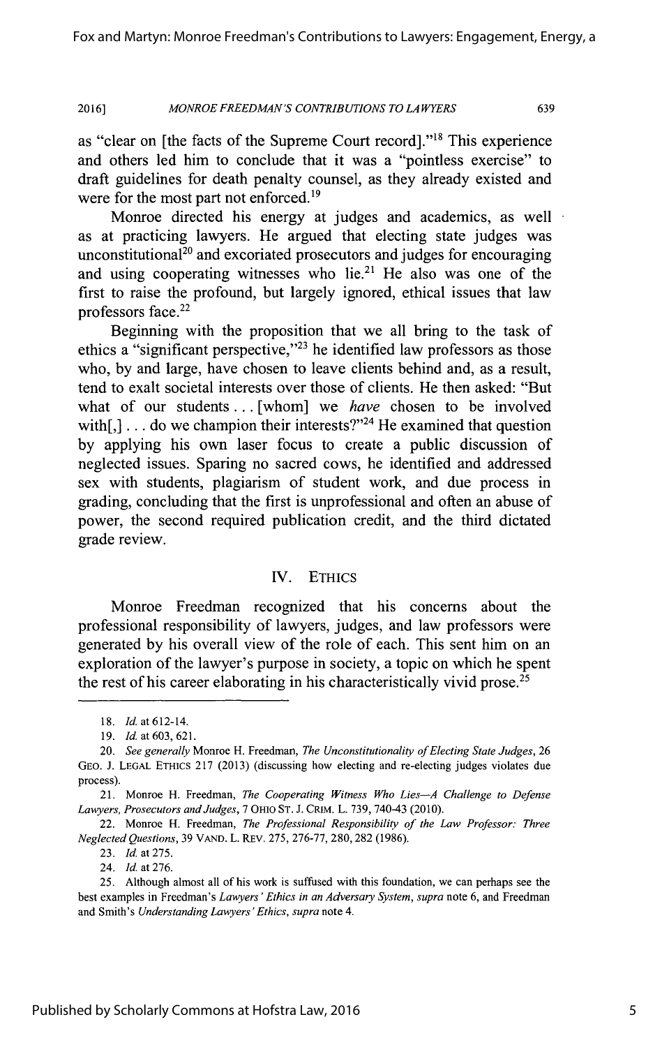as "clear on [the facts of the Supreme Court record]."[18] This experience and others led him to conclude that it was a "pointless exercise" to draft guidelines for death penalty counsel, as they already existed and were for the most part not enforced.[19]

Monroe directed his energy at judges and academics, as well as at practicing lawyers. He argued that electing state judges was unconstitutional[20] and excoriated prosecutors and judges for encouraging and using cooperating witnesses who lie.[21] He also was one of the first to raise the profound, but largely ignored, ethical issues that law professors face.[22]

Beginning with the proposition that we all bring to the task of ethics a "significant perspective,"[23] he identified law professors as those who, by and large, have chosen to leave clients behind and, as a result, tend to exalt societal interests over those of clients. He then asked: "But what of our students . . . [whom] we *have* chosen to be involved with[,] . . . do we champion their interests?"[24] He examined that question by applying his own laser focus to create a public discussion of neglected issues. Sparing no sacred cows, he identified and addressed sex with students, plagiarism of student work, and due process in grading, concluding that the first is unprofessional and often an abuse of power, the second required publication credit, and the third dictated grade review.

## IV. ETHICS

Monroe Freedman recognized that his concerns about the professional responsibility of lawyers, judges, and law professors were generated by his overall view of the role of each. This sent him on an exploration of the lawyer's purpose in society, a topic on which he spent the rest of his career elaborating in his characteristically vivid prose.[25]

---

18. *Id.* at 612-14.

19. *Id.* at 603, 621.

20. *See generally* Monroe H. Freedman, *The Unconstitutionality of Electing State Judges*, 26 GEO. J. LEGAL ETHICS 217 (2013) (discussing how electing and re-electing judges violates due process).

21. Monroe H. Freedman, *The Cooperating Witness Who Lies—A Challenge to Defense Lawyers, Prosecutors and Judges*, 7 OHIO ST. J. CRIM. L. 739, 740-43 (2010).

22. Monroe H. Freedman, *The Professional Responsibility of the Law Professor: Three Neglected Questions*, 39 VAND. L. REV. 275, 276-77, 280, 282 (1986).

23. *Id.* at 275.

24. *Id.* at 276.

25. Although almost all of his work is suffused with this foundation, we can perhaps see the best examples in Freedman's *Lawyers' Ethics in an Adversary System*, *supra* note 6, and Freedman and Smith's *Understanding Lawyers' Ethics*, *supra* note 4.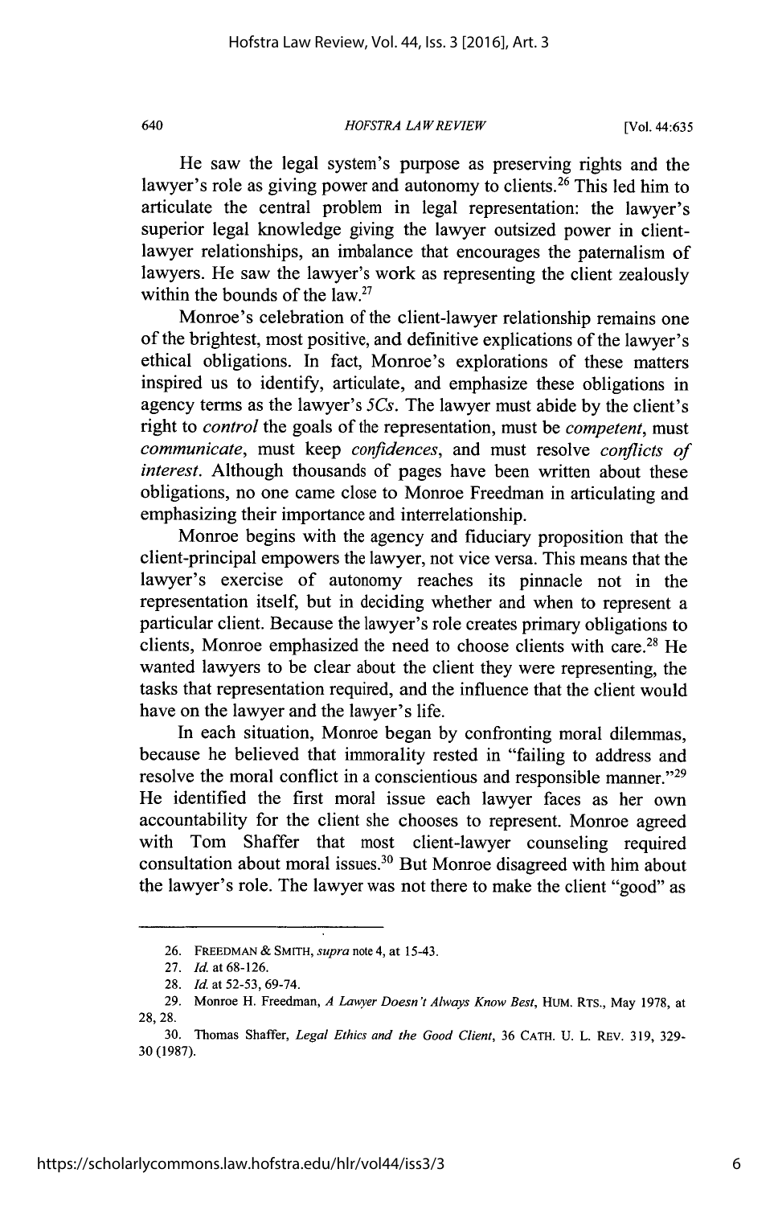He saw the legal system's purpose as preserving rights and the lawyer's role as giving power and autonomy to clients.[26] This led him to articulate the central problem in legal representation: the lawyer's superior legal knowledge giving the lawyer outsized power in client-lawyer relationships, an imbalance that encourages the paternalism of lawyers. He saw the lawyer's work as representing the client zealously within the bounds of the law.[27]

Monroe's celebration of the client-lawyer relationship remains one of the brightest, most positive, and definitive explications of the lawyer's ethical obligations. In fact, Monroe's explorations of these matters inspired us to identify, articulate, and emphasize these obligations in agency terms as the lawyer's *5Cs*. The lawyer must abide by the client's right to *control* the goals of the representation, must be *competent*, must *communicate*, must keep *confidences*, and must resolve *conflicts of interest*. Although thousands of pages have been written about these obligations, no one came close to Monroe Freedman in articulating and emphasizing their importance and interrelationship.

Monroe begins with the agency and fiduciary proposition that the client-principal empowers the lawyer, not vice versa. This means that the lawyer's exercise of autonomy reaches its pinnacle not in the representation itself, but in deciding whether and when to represent a particular client. Because the lawyer's role creates primary obligations to clients, Monroe emphasized the need to choose clients with care.[28] He wanted lawyers to be clear about the client they were representing, the tasks that representation required, and the influence that the client would have on the lawyer and the lawyer's life.

In each situation, Monroe began by confronting moral dilemmas, because he believed that immorality rested in "failing to address and resolve the moral conflict in a conscientious and responsible manner."[29] He identified the first moral issue each lawyer faces as her own accountability for the client she chooses to represent. Monroe agreed with Tom Shaffer that most client-lawyer counseling required consultation about moral issues.[30] But Monroe disagreed with him about the lawyer's role. The lawyer was not there to make the client "good" as

---

26. FREEDMAN & SMITH, *supra* note 4, at 15-43.

27. *Id.* at 68-126.

28. *Id.* at 52-53, 69-74.

29. Monroe H. Freedman, *A Lawyer Doesn't Always Know Best*, HUM. RTS., May 1978, at 28, 28.

30. Thomas Shaffer, *Legal Ethics and the Good Client*, 36 CATH. U. L. REV. 319, 329-30 (1987).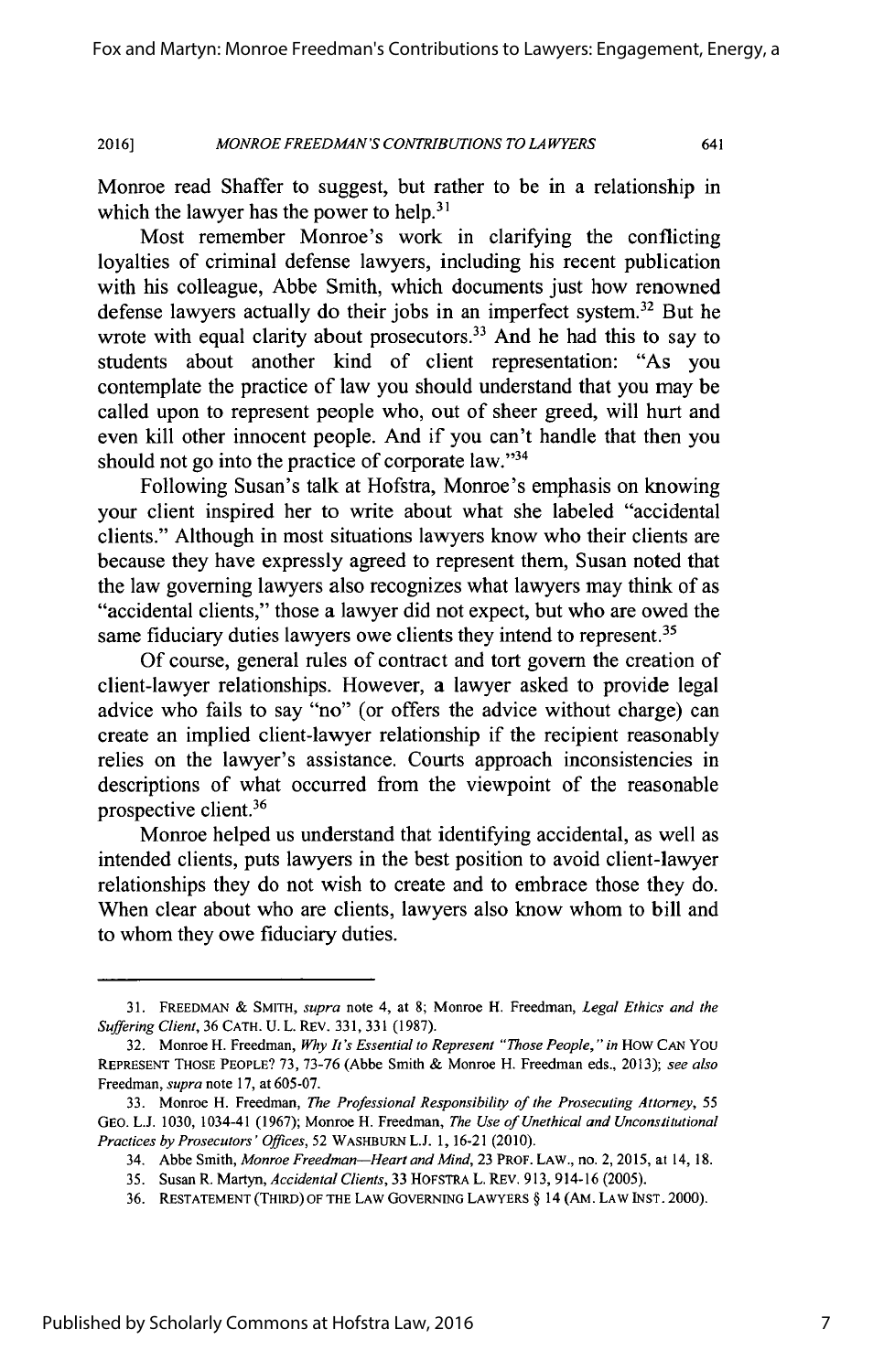Monroe read Shaffer to suggest, but rather to be in a relationship in which the lawyer has the power to help.[31]

Most remember Monroe's work in clarifying the conflicting loyalties of criminal defense lawyers, including his recent publication with his colleague, Abbe Smith, which documents just how renowned defense lawyers actually do their jobs in an imperfect system.[32] But he wrote with equal clarity about prosecutors.[33] And he had this to say to students about another kind of client representation: "As you contemplate the practice of law you should understand that you may be called upon to represent people who, out of sheer greed, will hurt and even kill other innocent people. And if you can't handle that then you should not go into the practice of corporate law."[34]

Following Susan's talk at Hofstra, Monroe's emphasis on knowing your client inspired her to write about what she labeled "accidental clients." Although in most situations lawyers know who their clients are because they have expressly agreed to represent them, Susan noted that the law governing lawyers also recognizes what lawyers may think of as "accidental clients," those a lawyer did not expect, but who are owed the same fiduciary duties lawyers owe clients they intend to represent.[35]

Of course, general rules of contract and tort govern the creation of client-lawyer relationships. However, a lawyer asked to provide legal advice who fails to say "no" (or offers the advice without charge) can create an implied client-lawyer relationship if the recipient reasonably relies on the lawyer's assistance. Courts approach inconsistencies in descriptions of what occurred from the viewpoint of the reasonable prospective client.[36]

Monroe helped us understand that identifying accidental, as well as intended clients, puts lawyers in the best position to avoid client-lawyer relationships they do not wish to create and to embrace those they do. When clear about who are clients, lawyers also know whom to bill and to whom they owe fiduciary duties.

---

31. FREEDMAN & SMITH, *supra* note 4, at 8; Monroe H. Freedman, *Legal Ethics and the Suffering Client*, 36 CATH. U. L. REV. 331, 331 (1987).

32. Monroe H. Freedman, *Why It's Essential to Represent "Those People," in* HOW CAN YOU REPRESENT THOSE PEOPLE? 73, 73-76 (Abbe Smith & Monroe H. Freedman eds., 2013); *see also* Freedman, *supra* note 17, at 605-07.

33. Monroe H. Freedman, *The Professional Responsibility of the Prosecuting Attorney*, 55 GEO. L.J. 1030, 1034-41 (1967); Monroe H. Freedman, *The Use of Unethical and Unconstitutional Practices by Prosecutors' Offices*, 52 WASHBURN L.J. 1, 16-21 (2010).

34. Abbe Smith, *Monroe Freedman—Heart and Mind*, 23 PROF. LAW., no. 2, 2015, at 14, 18.

35. Susan R. Martyn, *Accidental Clients*, 33 HOFSTRA L. REV. 913, 914-16 (2005).

36. RESTATEMENT (THIRD) OF THE LAW GOVERNING LAWYERS § 14 (AM. LAW INST. 2000).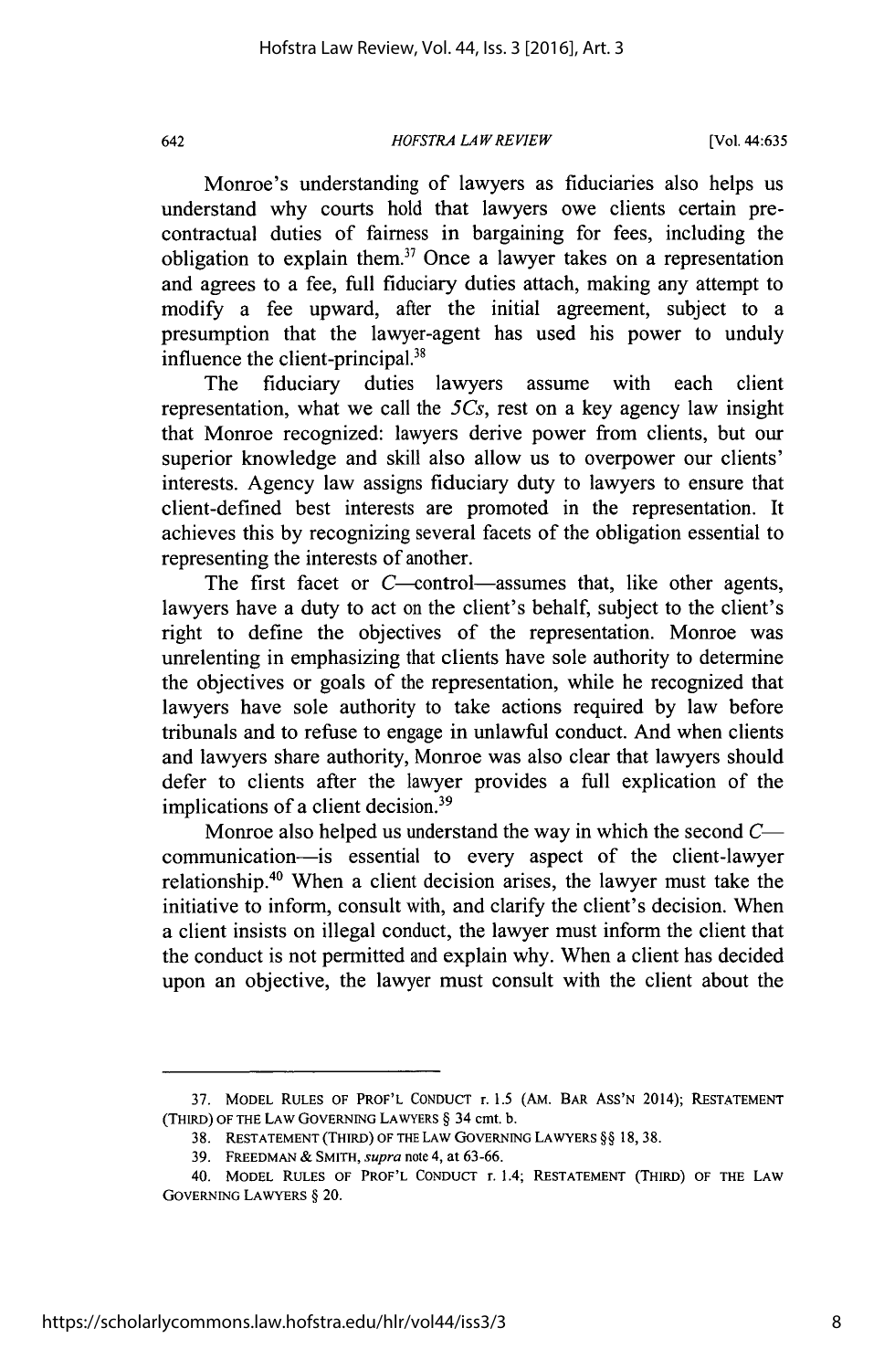Monroe's understanding of lawyers as fiduciaries also helps us understand why courts hold that lawyers owe clients certain pre-contractual duties of fairness in bargaining for fees, including the obligation to explain them.[37] Once a lawyer takes on a representation and agrees to a fee, full fiduciary duties attach, making any attempt to modify a fee upward, after the initial agreement, subject to a presumption that the lawyer-agent has used his power to unduly influence the client-principal.[38]

The fiduciary duties lawyers assume with each client representation, what we call the *5Cs*, rest on a key agency law insight that Monroe recognized: lawyers derive power from clients, but our superior knowledge and skill also allow us to overpower our clients' interests. Agency law assigns fiduciary duty to lawyers to ensure that client-defined best interests are promoted in the representation. It achieves this by recognizing several facets of the obligation essential to representing the interests of another.

The first facet or *C*—control—assumes that, like other agents, lawyers have a duty to act on the client's behalf, subject to the client's right to define the objectives of the representation. Monroe was unrelenting in emphasizing that clients have sole authority to determine the objectives or goals of the representation, while he recognized that lawyers have sole authority to take actions required by law before tribunals and to refuse to engage in unlawful conduct. And when clients and lawyers share authority, Monroe was also clear that lawyers should defer to clients after the lawyer provides a full explication of the implications of a client decision.[39]

Monroe also helped us understand the way in which the second *C*—communication—is essential to every aspect of the client-lawyer relationship.[40] When a client decision arises, the lawyer must take the initiative to inform, consult with, and clarify the client's decision. When a client insists on illegal conduct, the lawyer must inform the client that the conduct is not permitted and explain why. When a client has decided upon an objective, the lawyer must consult with the client about the

---

37. MODEL RULES OF PROF'L CONDUCT r. 1.5 (AM. BAR ASS'N 2014); RESTATEMENT (THIRD) OF THE LAW GOVERNING LAWYERS § 34 cmt. b.

38. RESTATEMENT (THIRD) OF THE LAW GOVERNING LAWYERS §§ 18, 38.

39. FREEDMAN & SMITH, *supra* note 4, at 63-66.

40. MODEL RULES OF PROF'L CONDUCT r. 1.4; RESTATEMENT (THIRD) OF THE LAW GOVERNING LAWYERS § 20.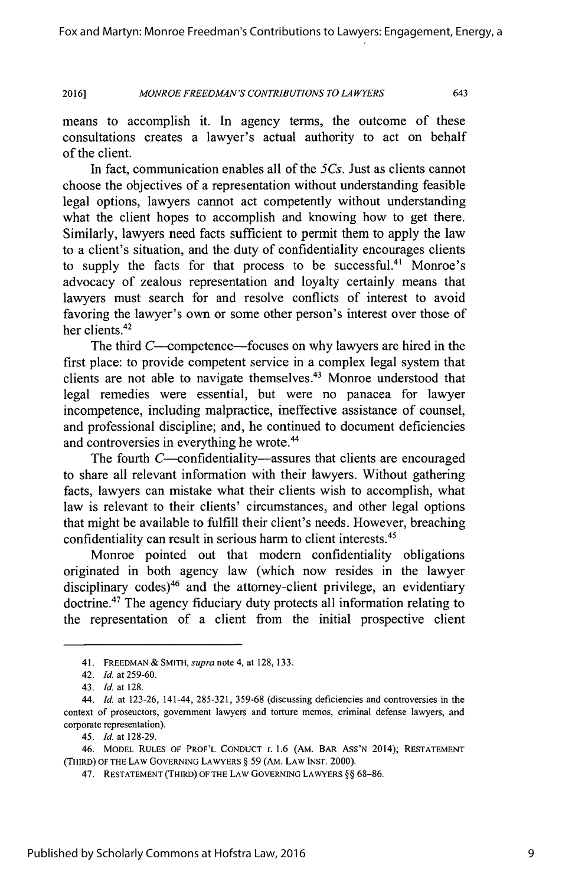means to accomplish it. In agency terms, the outcome of these consultations creates a lawyer's actual authority to act on behalf of the client.

In fact, communication enables all of the *5Cs*. Just as clients cannot choose the objectives of a representation without understanding feasible legal options, lawyers cannot act competently without understanding what the client hopes to accomplish and knowing how to get there. Similarly, lawyers need facts sufficient to permit them to apply the law to a client's situation, and the duty of confidentiality encourages clients to supply the facts for that process to be successful.[41] Monroe's advocacy of zealous representation and loyalty certainly means that lawyers must search for and resolve conflicts of interest to avoid favoring the lawyer's own or some other person's interest over those of her clients.[42]

The third *C*—competence—focuses on why lawyers are hired in the first place: to provide competent service in a complex legal system that clients are not able to navigate themselves.[43] Monroe understood that legal remedies were essential, but were no panacea for lawyer incompetence, including malpractice, ineffective assistance of counsel, and professional discipline; and, he continued to document deficiencies and controversies in everything he wrote.[44]

The fourth *C*—confidentiality—assures that clients are encouraged to share all relevant information with their lawyers. Without gathering facts, lawyers can mistake what their clients wish to accomplish, what law is relevant to their clients' circumstances, and other legal options that might be available to fulfill their client's needs. However, breaching confidentiality can result in serious harm to client interests.[45]

Monroe pointed out that modern confidentiality obligations originated in both agency law (which now resides in the lawyer disciplinary codes)[46] and the attorney-client privilege, an evidentiary doctrine.[47] The agency fiduciary duty protects all information relating to the representation of a client from the initial prospective client

---

41. FREEDMAN & SMITH, *supra* note 4, at 128, 133.

42. *Id.* at 259-60.

43. *Id.* at 128.

44. *Id.* at 123-26, 141-44, 285-321, 359-68 (discussing deficiencies and controversies in the context of prosecutors, government lawyers and torture memos, criminal defense lawyers, and corporate representation).

45. *Id.* at 128-29.

46. MODEL RULES OF PROF'L CONDUCT r. 1.6 (AM. BAR ASS'N 2014); RESTATEMENT (THIRD) OF THE LAW GOVERNING LAWYERS § 59 (AM. LAW INST. 2000).

47. RESTATEMENT (THIRD) OF THE LAW GOVERNING LAWYERS §§ 68–86.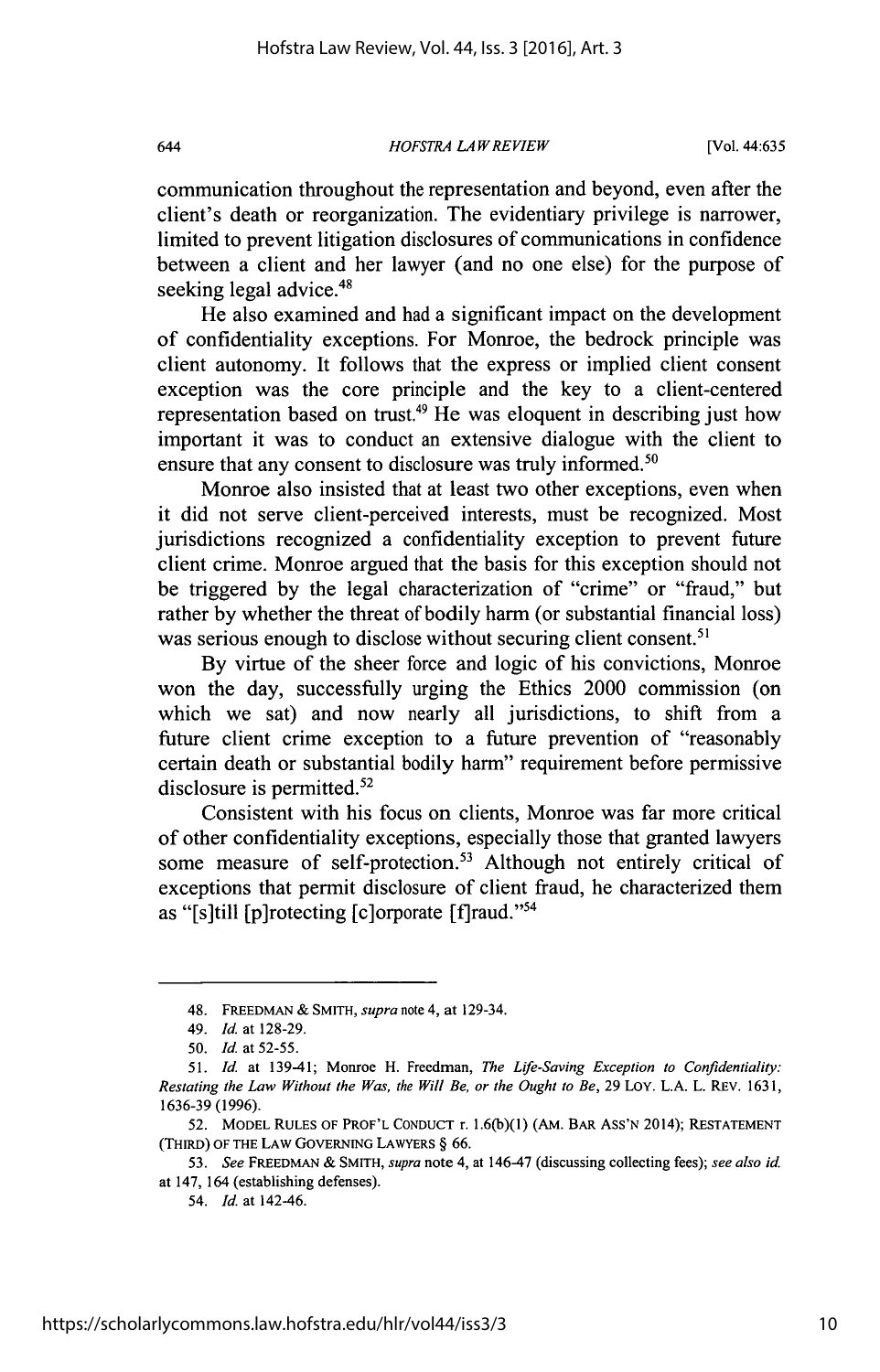communication throughout the representation and beyond, even after the client's death or reorganization. The evidentiary privilege is narrower, limited to prevent litigation disclosures of communications in confidence between a client and her lawyer (and no one else) for the purpose of seeking legal advice.[48]

He also examined and had a significant impact on the development of confidentiality exceptions. For Monroe, the bedrock principle was client autonomy. It follows that the express or implied client consent exception was the core principle and the key to a client-centered representation based on trust.[49] He was eloquent in describing just how important it was to conduct an extensive dialogue with the client to ensure that any consent to disclosure was truly informed.[50]

Monroe also insisted that at least two other exceptions, even when it did not serve client-perceived interests, must be recognized. Most jurisdictions recognized a confidentiality exception to prevent future client crime. Monroe argued that the basis for this exception should not be triggered by the legal characterization of "crime" or "fraud," but rather by whether the threat of bodily harm (or substantial financial loss) was serious enough to disclose without securing client consent.[51]

By virtue of the sheer force and logic of his convictions, Monroe won the day, successfully urging the Ethics 2000 commission (on which we sat) and now nearly all jurisdictions, to shift from a future client crime exception to a future prevention of "reasonably certain death or substantial bodily harm" requirement before permissive disclosure is permitted.[52]

Consistent with his focus on clients, Monroe was far more critical of other confidentiality exceptions, especially those that granted lawyers some measure of self-protection.[53] Although not entirely critical of exceptions that permit disclosure of client fraud, he characterized them as "[s]till [p]rotecting [c]orporate [f]raud."[54]

---

48. FREEDMAN & SMITH, *supra* note 4, at 129-34.

49. *Id.* at 128-29.

50. *Id.* at 52-55.

51. *Id.* at 139-41; Monroe H. Freedman, *The Life-Saving Exception to Confidentiality: Restating the Law Without the Was, the Will Be, or the Ought to Be*, 29 LOY. L.A. L. REV. 1631, 1636-39 (1996).

52. MODEL RULES OF PROF'L CONDUCT r. 1.6(b)(1) (AM. BAR ASS'N 2014); RESTATEMENT (THIRD) OF THE LAW GOVERNING LAWYERS § 66.

53. *See* FREEDMAN & SMITH, *supra* note 4, at 146-47 (discussing collecting fees); *see also id.* at 147, 164 (establishing defenses).

54. *Id.* at 142-46.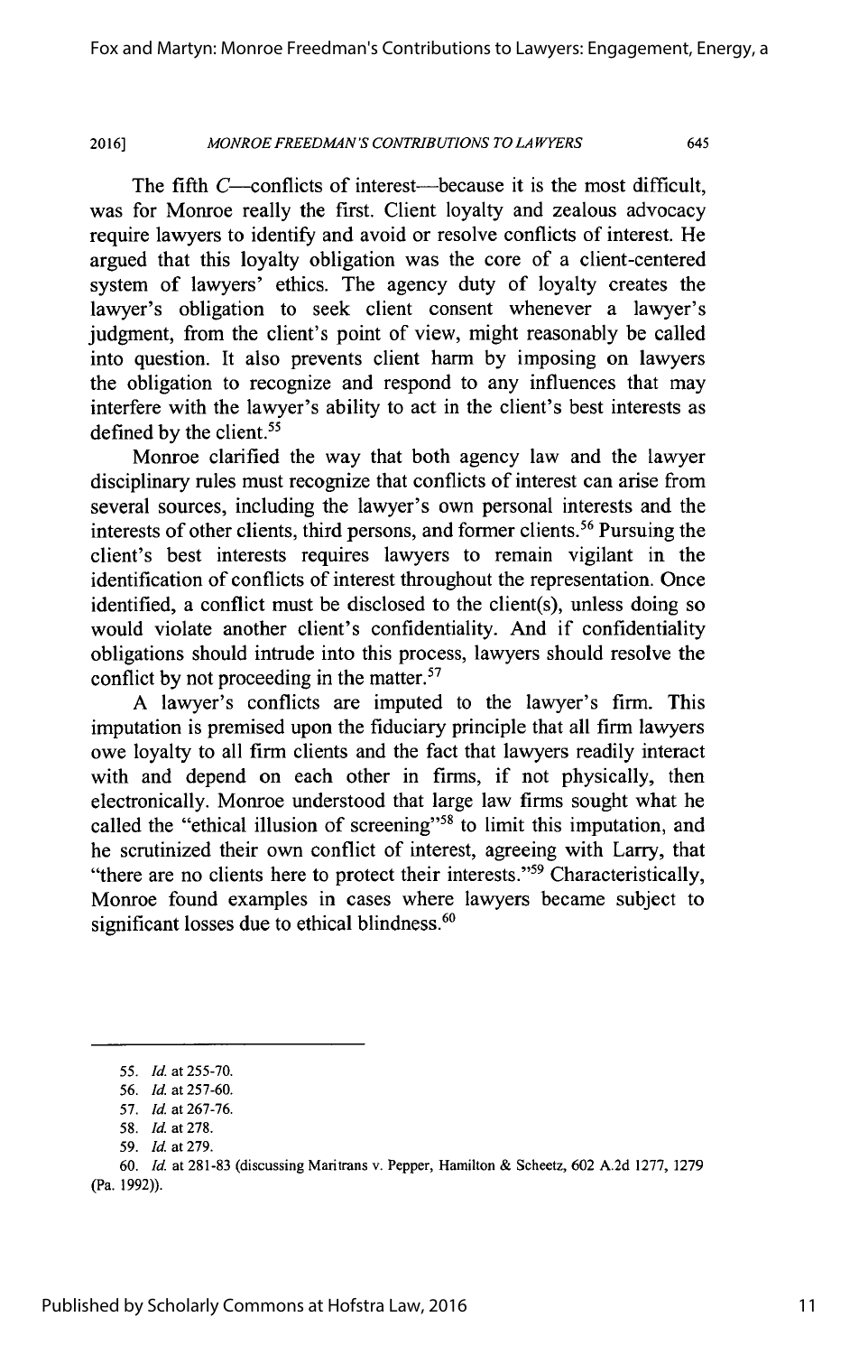The fifth C—conflicts of interest—because it is the most difficult, was for Monroe really the first. Client loyalty and zealous advocacy require lawyers to identify and avoid or resolve conflicts of interest. He argued that this loyalty obligation was the core of a client-centered system of lawyers' ethics. The agency duty of loyalty creates the lawyer's obligation to seek client consent whenever a lawyer's judgment, from the client's point of view, might reasonably be called into question. It also prevents client harm by imposing on lawyers the obligation to recognize and respond to any influences that may interfere with the lawyer's ability to act in the client's best interests as defined by the client.[55]

Monroe clarified the way that both agency law and the lawyer disciplinary rules must recognize that conflicts of interest can arise from several sources, including the lawyer's own personal interests and the interests of other clients, third persons, and former clients.[56] Pursuing the client's best interests requires lawyers to remain vigilant in the identification of conflicts of interest throughout the representation. Once identified, a conflict must be disclosed to the client(s), unless doing so would violate another client's confidentiality. And if confidentiality obligations should intrude into this process, lawyers should resolve the conflict by not proceeding in the matter.[57]

A lawyer's conflicts are imputed to the lawyer's firm. This imputation is premised upon the fiduciary principle that all firm lawyers owe loyalty to all firm clients and the fact that lawyers readily interact with and depend on each other in firms, if not physically, then electronically. Monroe understood that large law firms sought what he called the "ethical illusion of screening"[58] to limit this imputation, and he scrutinized their own conflict of interest, agreeing with Larry, that "there are no clients here to protect their interests."[59] Characteristically, Monroe found examples in cases where lawyers became subject to significant losses due to ethical blindness.[60]

---

55. *Id.* at 255-70.

56. *Id.* at 257-60.

57. *Id.* at 267-76.

58. *Id.* at 278.

59. *Id.* at 279.

60. *Id.* at 281-83 (discussing Maritrans v. Pepper, Hamilton & Scheetz, 602 A.2d 1277, 1279 (Pa. 1992)).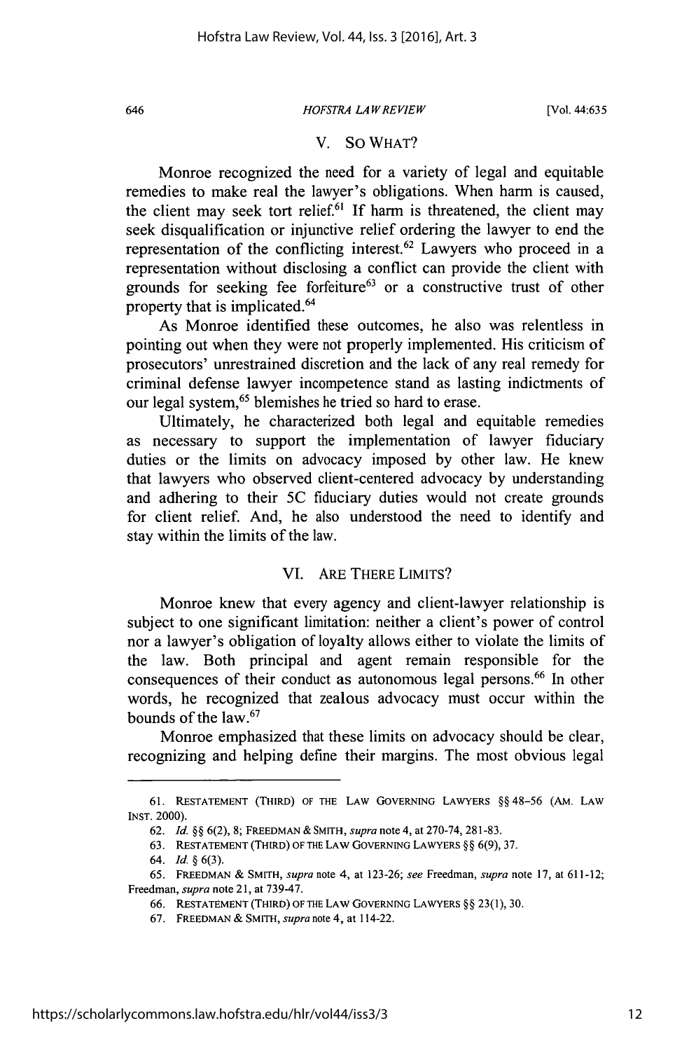## V. SO WHAT?

Monroe recognized the need for a variety of legal and equitable remedies to make real the lawyer's obligations. When harm is caused, the client may seek tort relief.[61] If harm is threatened, the client may seek disqualification or injunctive relief ordering the lawyer to end the representation of the conflicting interest.[62] Lawyers who proceed in a representation without disclosing a conflict can provide the client with grounds for seeking fee forfeiture[63] or a constructive trust of other property that is implicated.[64]

As Monroe identified these outcomes, he also was relentless in pointing out when they were not properly implemented. His criticism of prosecutors' unrestrained discretion and the lack of any real remedy for criminal defense lawyer incompetence stand as lasting indictments of our legal system,[65] blemishes he tried so hard to erase.

Ultimately, he characterized both legal and equitable remedies as necessary to support the implementation of lawyer fiduciary duties or the limits on advocacy imposed by other law. He knew that lawyers who observed client-centered advocacy by understanding and adhering to their 5C fiduciary duties would not create grounds for client relief. And, he also understood the need to identify and stay within the limits of the law.

## VI. ARE THERE LIMITS?

Monroe knew that every agency and client-lawyer relationship is subject to one significant limitation: neither a client's power of control nor a lawyer's obligation of loyalty allows either to violate the limits of the law. Both principal and agent remain responsible for the consequences of their conduct as autonomous legal persons.[66] In other words, he recognized that zealous advocacy must occur within the bounds of the law.[67]

Monroe emphasized that these limits on advocacy should be clear, recognizing and helping define their margins. The most obvious legal

---

61. RESTATEMENT (THIRD) OF THE LAW GOVERNING LAWYERS §§ 48–56 (AM. LAW INST. 2000).

62. *Id.* §§ 6(2), 8; FREEDMAN & SMITH, *supra* note 4, at 270-74, 281-83.

63. RESTATEMENT (THIRD) OF THE LAW GOVERNING LAWYERS §§ 6(9), 37.

64. *Id.* § 6(3).

65. FREEDMAN & SMITH, *supra* note 4, at 123-26; *see* Freedman, *supra* note 17, at 611-12; Freedman, *supra* note 21, at 739-47.

66. RESTATEMENT (THIRD) OF THE LAW GOVERNING LAWYERS §§ 23(1), 30.

67. FREEDMAN & SMITH, *supra* note 4, at 114-22.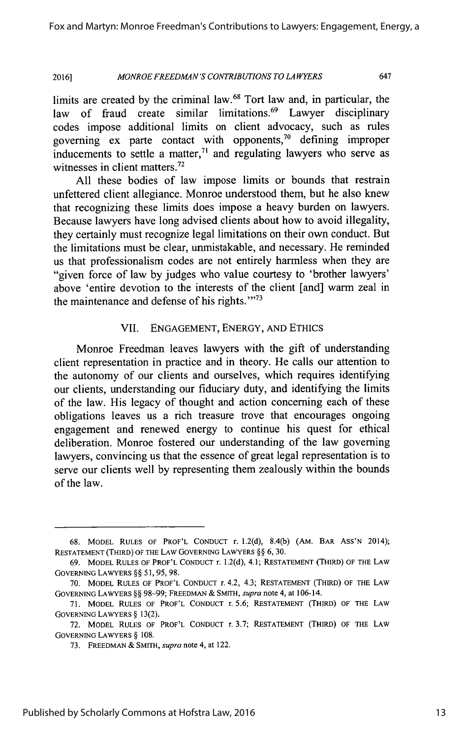limits are created by the criminal law.[68] Tort law and, in particular, the law of fraud create similar limitations.[69] Lawyer disciplinary codes impose additional limits on client advocacy, such as rules governing ex parte contact with opponents,[70] defining improper inducements to settle a matter,[71] and regulating lawyers who serve as witnesses in client matters.[72]

All these bodies of law impose limits or bounds that restrain unfettered client allegiance. Monroe understood them, but he also knew that recognizing these limits does impose a heavy burden on lawyers. Because lawyers have long advised clients about how to avoid illegality, they certainly must recognize legal limitations on their own conduct. But the limitations must be clear, unmistakable, and necessary. He reminded us that professionalism codes are not entirely harmless when they are "given force of law by judges who value courtesy to 'brother lawyers' above 'entire devotion to the interests of the client [and] warm zeal in the maintenance and defense of his rights.'"[73]

## VII. ENGAGEMENT, ENERGY, AND ETHICS

Monroe Freedman leaves lawyers with the gift of understanding client representation in practice and in theory. He calls our attention to the autonomy of our clients and ourselves, which requires identifying our clients, understanding our fiduciary duty, and identifying the limits of the law. His legacy of thought and action concerning each of these obligations leaves us a rich treasure trove that encourages ongoing engagement and renewed energy to continue his quest for ethical deliberation. Monroe fostered our understanding of the law governing lawyers, convincing us that the essence of great legal representation is to serve our clients well by representing them zealously within the bounds of the law.

---

68. MODEL RULES OF PROF'L CONDUCT r. 1.2(d), 8.4(b) (AM. BAR ASS'N 2014); RESTATEMENT (THIRD) OF THE LAW GOVERNING LAWYERS §§ 6, 30.

69. MODEL RULES OF PROF'L CONDUCT r. 1.2(d), 4.1; RESTATEMENT (THIRD) OF THE LAW GOVERNING LAWYERS §§ 51, 95, 98.

70. MODEL RULES OF PROF'L CONDUCT r. 4.2, 4.3; RESTATEMENT (THIRD) OF THE LAW GOVERNING LAWYERS §§ 98–99; FREEDMAN & SMITH, *supra* note 4, at 106-14.

71. MODEL RULES OF PROF'L CONDUCT r. 5.6; RESTATEMENT (THIRD) OF THE LAW GOVERNING LAWYERS § 13(2).

72. MODEL RULES OF PROF'L CONDUCT r. 3.7; RESTATEMENT (THIRD) OF THE LAW GOVERNING LAWYERS § 108.

73. FREEDMAN & SMITH, *supra* note 4, at 122.